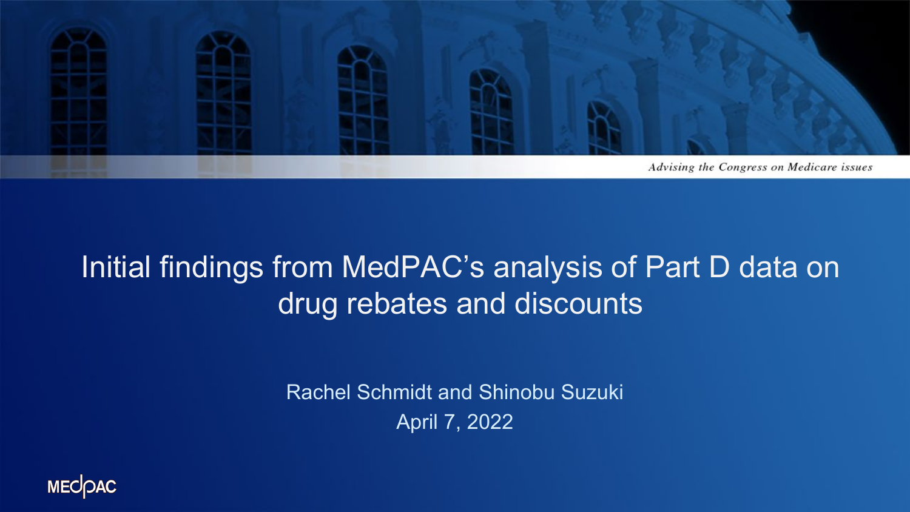*Advising the Congress on Medicare issues*

# Initial findings from MedPAC's analysis of Part D data on drug rebates and discounts

Rachel Schmidt and Shinobu Suzuki

April 7, 2022

MEDPAC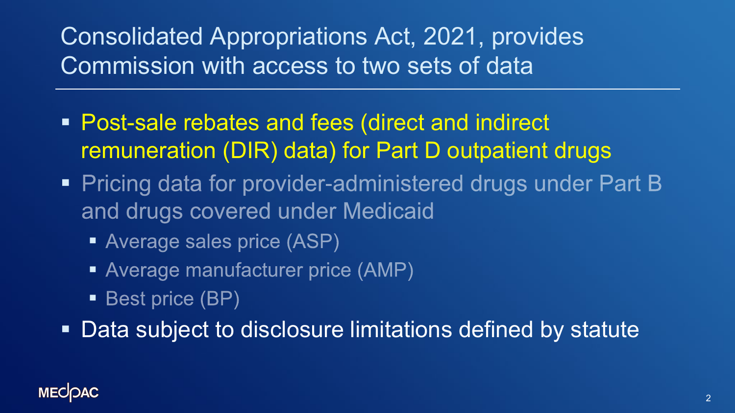# Consolidated Appropriations Act, 2021, provides Commission with access to two sets of data

- Post-sale rebates and fees (direct and indirect remuneration (DIR) data) for Part D outpatient drugs
- Pricing data for provider-administered drugs under Part B and drugs covered under Medicaid
  - Average sales price (ASP)
  - Average manufacturer price (AMP)
  - Best price (BP)
- Data subject to disclosure limitations defined by statute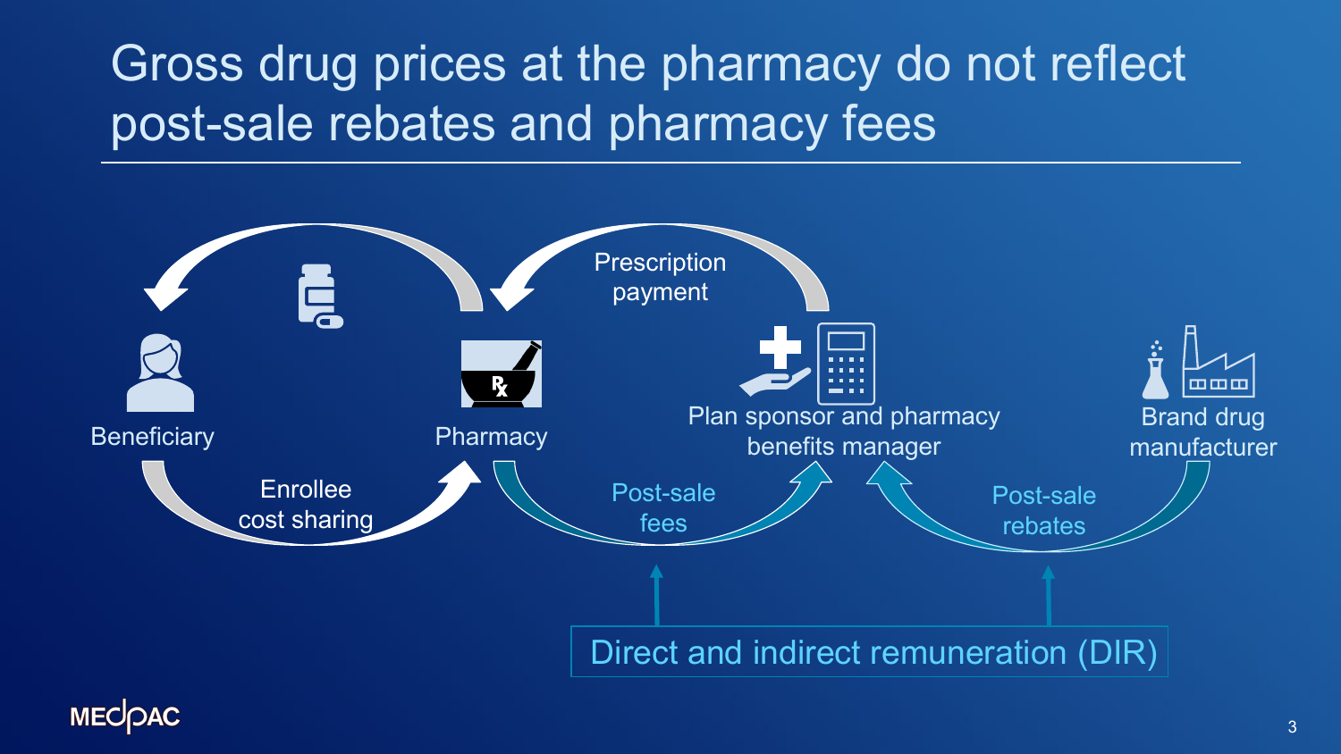# Gross drug prices at the pharmacy do not reflect post-sale rebates and pharmacy fees

Beneficiary

Pharmacy

Plan sponsor and pharmacy benefits manager

Brand drug manufacturer

Prescription payment

Enrollee cost sharing

Post-sale fees

Post-sale rebates

Direct and indirect remuneration (DIR)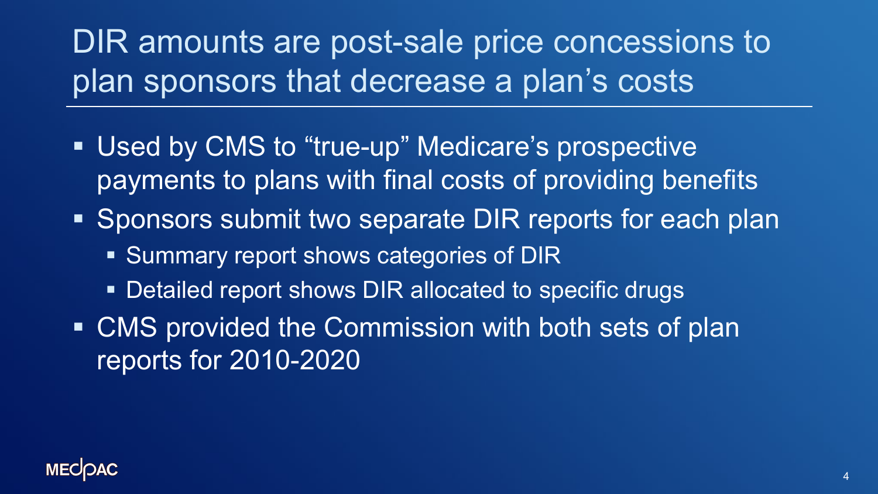# DIR amounts are post-sale price concessions to plan sponsors that decrease a plan's costs

- Used by CMS to "true-up" Medicare's prospective payments to plans with final costs of providing benefits
- Sponsors submit two separate DIR reports for each plan
  - Summary report shows categories of DIR
  - Detailed report shows DIR allocated to specific drugs
- CMS provided the Commission with both sets of plan reports for 2010-2020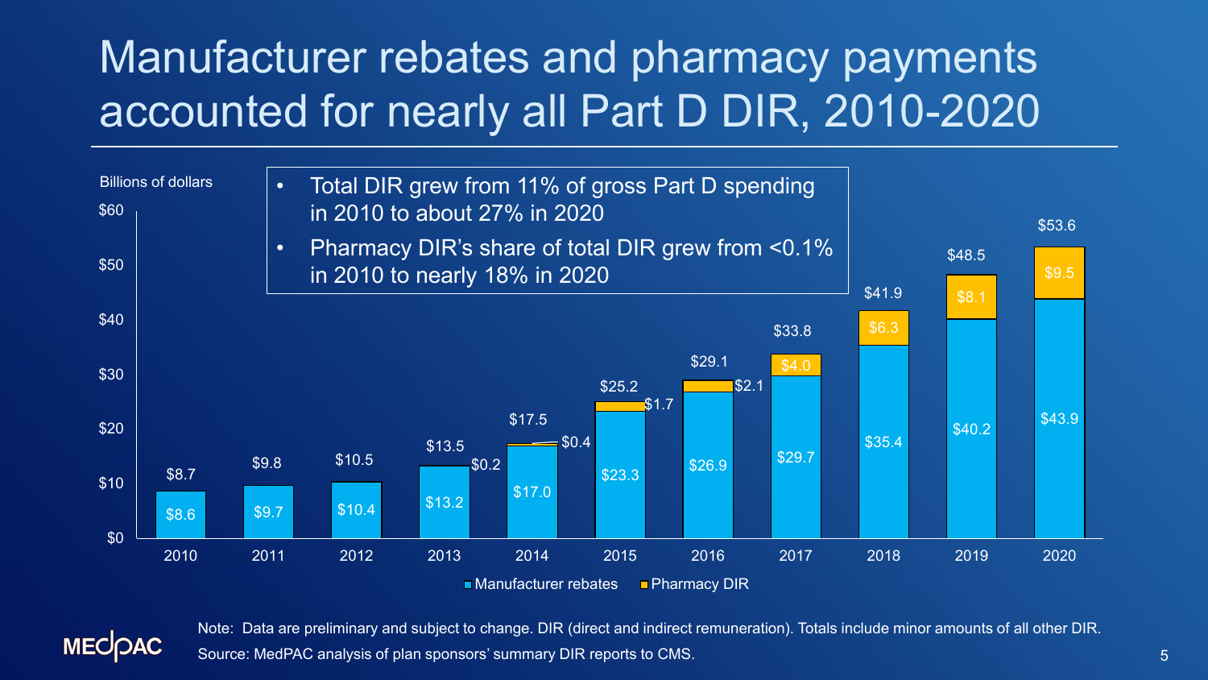# Manufacturer rebates and pharmacy payments accounted for nearly all Part D DIR, 2010-2020

- Total DIR grew from 11% of gross Part D spending in 2010 to about 27% in 2020
- Pharmacy DIR's share of total DIR grew from <0.1% in 2010 to nearly 18% in 2020

Billions of dollars

| Year | Manufacturer rebates | Pharmacy DIR | Total |
|---|---|---|---|
| 2010 | $8.6 | | $8.7 |
| 2011 | $9.7 | | $9.8 |
| 2012 | $10.4 | | $10.5 |
| 2013 | $13.2 | $0.2 | $13.5 |
| 2014 | $17.0 | $0.4 | $17.5 |
| 2015 | $23.3 | $1.7 | $25.2 |
| 2016 | $26.9 | $2.1 | $29.1 |
| 2017 | $29.7 | $4.0 | $33.8 |
| 2018 | $35.4 | $6.3 | $41.9 |
| 2019 | $40.2 | $8.1 | $48.5 |
| 2020 | $43.9 | $9.5 | $53.6 |

Note: Data are preliminary and subject to change. DIR (direct and indirect remuneration). Totals include minor amounts of all other DIR.

Source: MedPAC analysis of plan sponsors' summary DIR reports to CMS.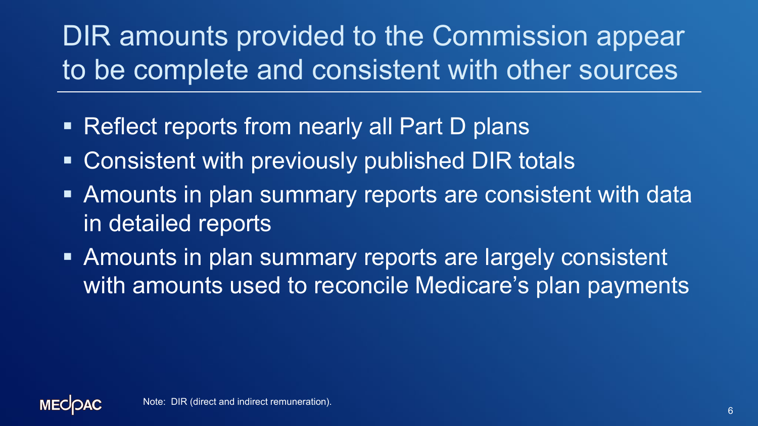# DIR amounts provided to the Commission appear to be complete and consistent with other sources

- Reflect reports from nearly all Part D plans
- Consistent with previously published DIR totals
- Amounts in plan summary reports are consistent with data in detailed reports
- Amounts in plan summary reports are largely consistent with amounts used to reconcile Medicare's plan payments

Note: DIR (direct and indirect remuneration).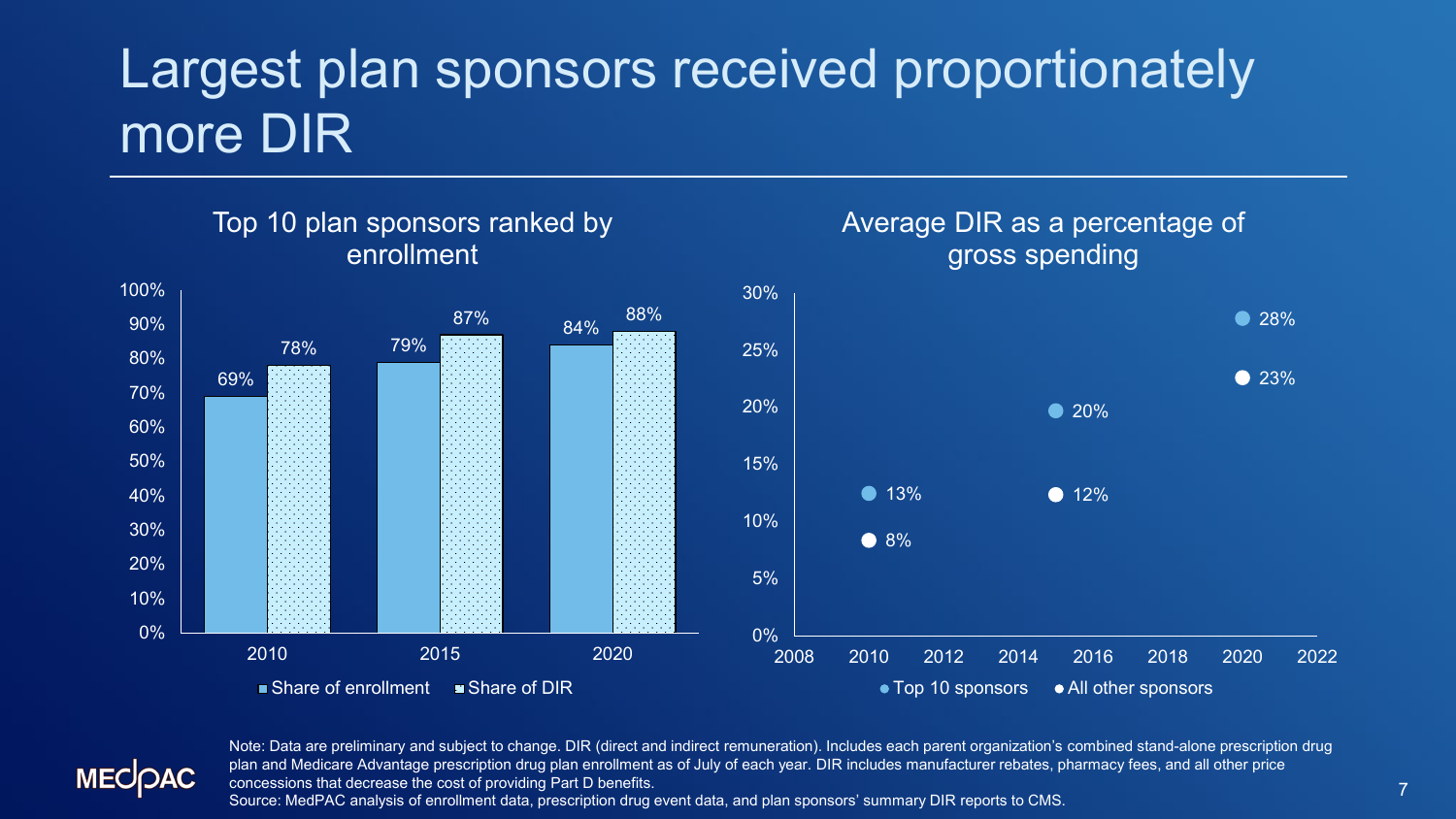# Largest plan sponsors received proportionately more DIR

## Top 10 plan sponsors ranked by enrollment

| | Share of enrollment | Share of DIR |
|---|---|---|
| 2010 | 69% | 78% |
| 2015 | 79% | 87% |
| 2020 | 84% | 88% |

## Average DIR as a percentage of gross spending

| | Top 10 sponsors | All other sponsors |
|---|---|---|
| 2010 | 13% | 8% |
| 2015 | 20% | 12% |
| 2020 | 28% | 23% |

Note: Data are preliminary and subject to change. DIR (direct and indirect remuneration). Includes each parent organization's combined stand-alone prescription drug plan and Medicare Advantage prescription drug plan enrollment as of July of each year. DIR includes manufacturer rebates, pharmacy fees, and all other price concessions that decrease the cost of providing Part D benefits.

Source: MedPAC analysis of enrollment data, prescription drug event data, and plan sponsors' summary DIR reports to CMS.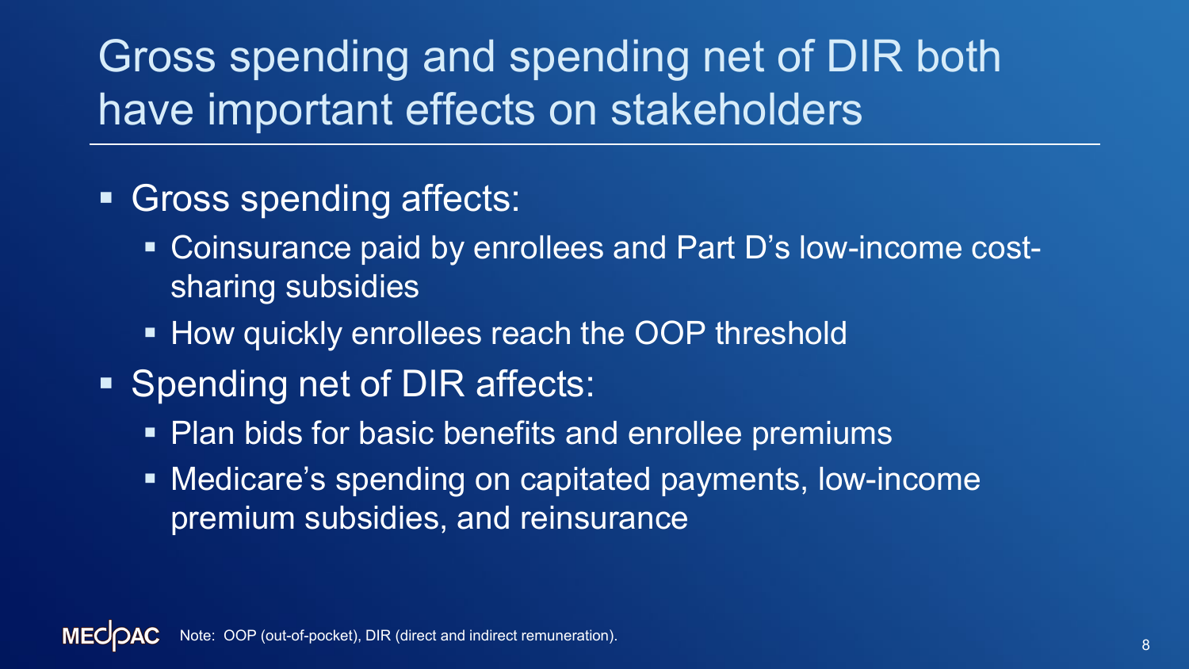# Gross spending and spending net of DIR both have important effects on stakeholders

- Gross spending affects:
  - Coinsurance paid by enrollees and Part D's low-income cost-sharing subsidies
  - How quickly enrollees reach the OOP threshold
- Spending net of DIR affects:
  - Plan bids for basic benefits and enrollee premiums
  - Medicare's spending on capitated payments, low-income premium subsidies, and reinsurance

Note: OOP (out-of-pocket), DIR (direct and indirect remuneration).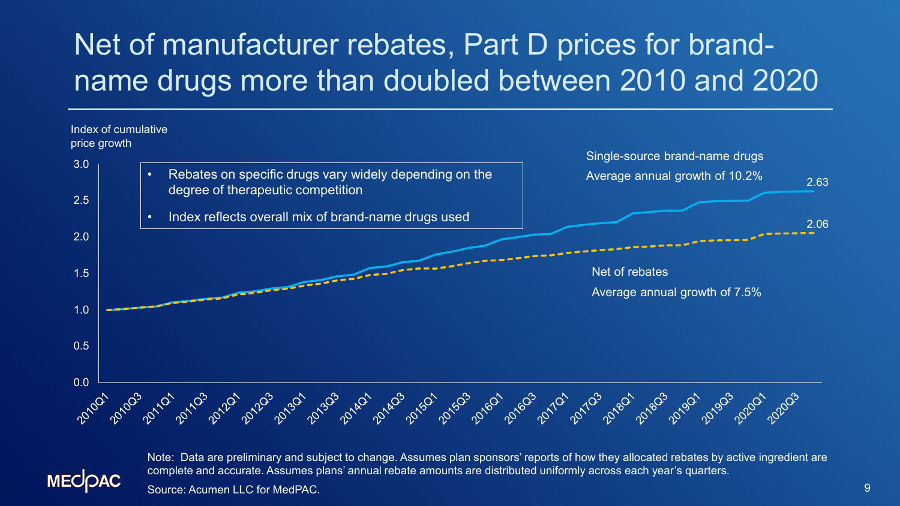# Net of manufacturer rebates, Part D prices for brand-name drugs more than doubled between 2010 and 2020

Index of cumulative price growth

- Rebates on specific drugs vary widely depending on the degree of therapeutic competition
- Index reflects overall mix of brand-name drugs used

Single-source brand-name drugs
Average annual growth of 10.2%
2.63

Net of rebates
Average annual growth of 7.5%
2.06

Note: Data are preliminary and subject to change. Assumes plan sponsors' reports of how they allocated rebates by active ingredient are complete and accurate. Assumes plans' annual rebate amounts are distributed uniformly across each year's quarters.

Source: Acumen LLC for MedPAC.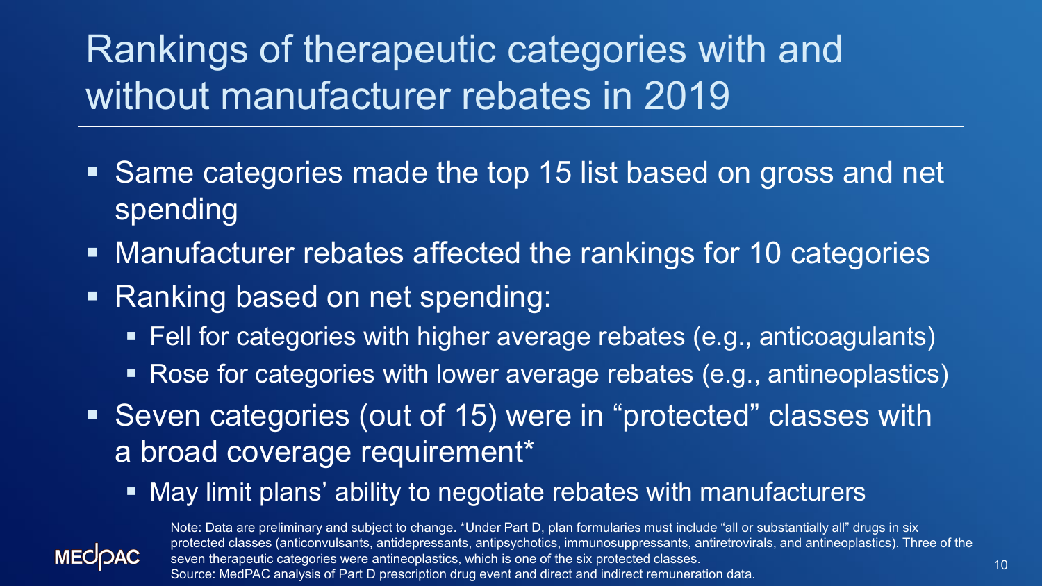# Rankings of therapeutic categories with and without manufacturer rebates in 2019

- Same categories made the top 15 list based on gross and net spending
- Manufacturer rebates affected the rankings for 10 categories
- Ranking based on net spending:
  - Fell for categories with higher average rebates (e.g., anticoagulants)
  - Rose for categories with lower average rebates (e.g., antineoplastics)
- Seven categories (out of 15) were in "protected" classes with a broad coverage requirement*
  - May limit plans' ability to negotiate rebates with manufacturers

Note: Data are preliminary and subject to change. *Under Part D, plan formularies must include "all or substantially all" drugs in six protected classes (anticonvulsants, antidepressants, antipsychotics, immunosuppressants, antiretrovirals, and antineoplastics). Three of the seven therapeutic categories were antineoplastics, which is one of the six protected classes.
Source: MedPAC analysis of Part D prescription drug event and direct and indirect remuneration data.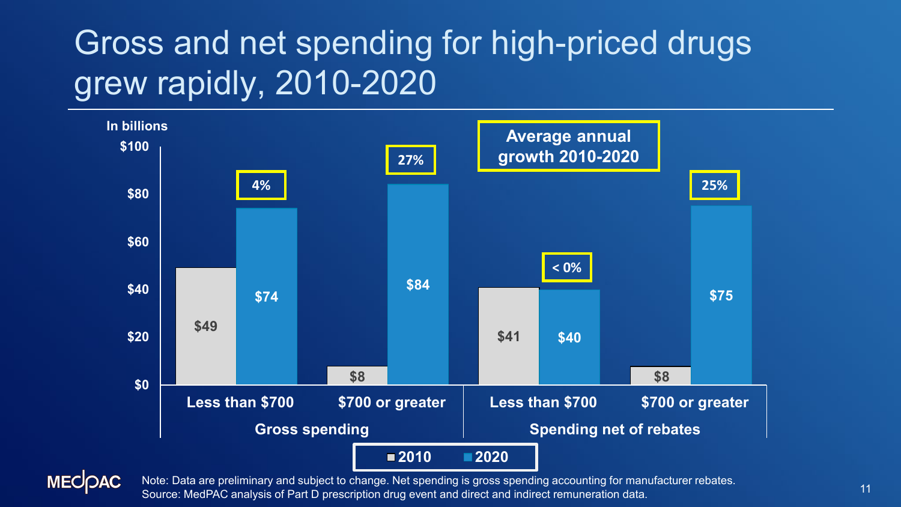# Gross and net spending for high-priced drugs grew rapidly, 2010-2020

In billions

| | Gross spending: Less than $700 | Gross spending: $700 or greater | Spending net of rebates: Less than $700 | Spending net of rebates: $700 or greater |
|---|---|---|---|---|
| 2010 | $49 | $8 | $41 | $8 |
| 2020 | $74 | $84 | $40 | $75 |
| Average annual growth 2010-2020 | 4% | 27% | < 0% | 25% |

Note: Data are preliminary and subject to change. Net spending is gross spending accounting for manufacturer rebates.
Source: MedPAC analysis of Part D prescription drug event and direct and indirect remuneration data.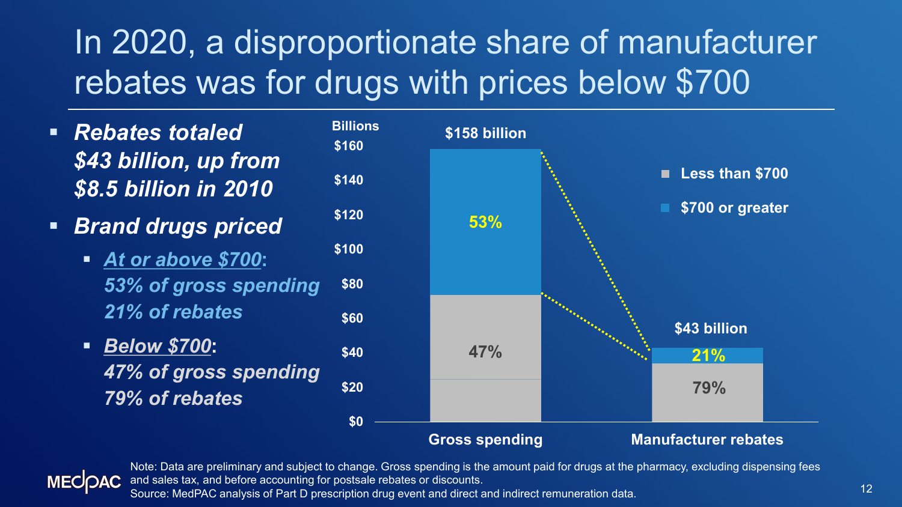# In 2020, a disproportionate share of manufacturer rebates was for drugs with prices below $700

- ***Rebates totaled $43 billion, up from $8.5 billion in 2010***
- ***Brand drugs priced***
  - ***At or above $700**: 53% of gross spending 21% of rebates*
  - ***Below $700**: 47% of gross spending 79% of rebates*

| | Gross spending | Manufacturer rebates |
|---|---|---|
| Total | $158 billion | $43 billion |
| $700 or greater | 53% | 21% |
| Less than $700 | 47% | 79% |

Note: Data are preliminary and subject to change. Gross spending is the amount paid for drugs at the pharmacy, excluding dispensing fees and sales tax, and before accounting for postsale rebates or discounts.
Source: MedPAC analysis of Part D prescription drug event and direct and indirect remuneration data.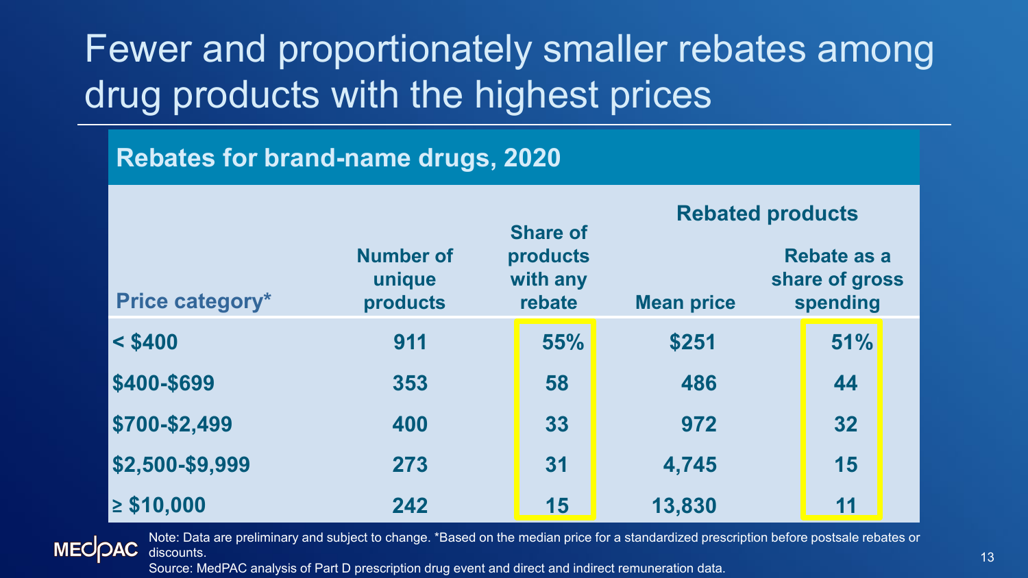# Fewer and proportionately smaller rebates among drug products with the highest prices

## Rebates for brand-name drugs, 2020

| Price category* | Number of unique products | Share of products with any rebate | Rebated products | |
|---|---|---|---|---|
| | | | Mean price | Rebate as a share of gross spending |
| < $400 | 911 | 55% | $251 | 51% |
| $400-$699 | 353 | 58 | 486 | 44 |
| $700-$2,499 | 400 | 33 | 972 | 32 |
| $2,500-$9,999 | 273 | 31 | 4,745 | 15 |
| ≥ $10,000 | 242 | 15 | 13,830 | 11 |

Note: Data are preliminary and subject to change. *Based on the median price for a standardized prescription before postsale rebates or discounts.

Source: MedPAC analysis of Part D prescription drug event and direct and indirect remuneration data.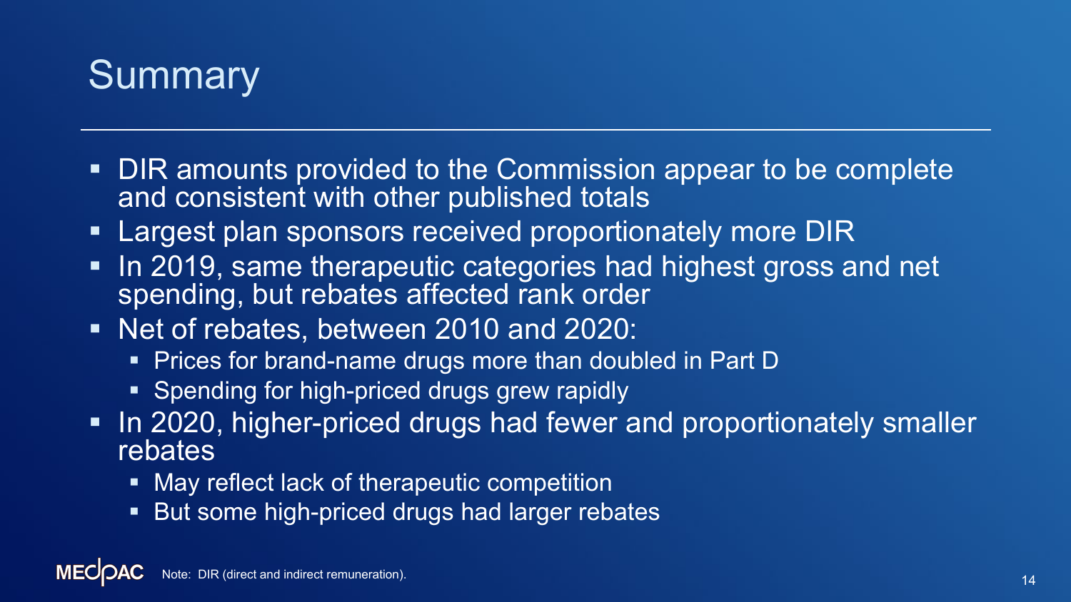# Summary

- DIR amounts provided to the Commission appear to be complete and consistent with other published totals
- Largest plan sponsors received proportionately more DIR
- In 2019, same therapeutic categories had highest gross and net spending, but rebates affected rank order
- Net of rebates, between 2010 and 2020:
  - Prices for brand-name drugs more than doubled in Part D
  - Spending for high-priced drugs grew rapidly
- In 2020, higher-priced drugs had fewer and proportionately smaller rebates
  - May reflect lack of therapeutic competition
  - But some high-priced drugs had larger rebates

MEDPAC Note: DIR (direct and indirect remuneration).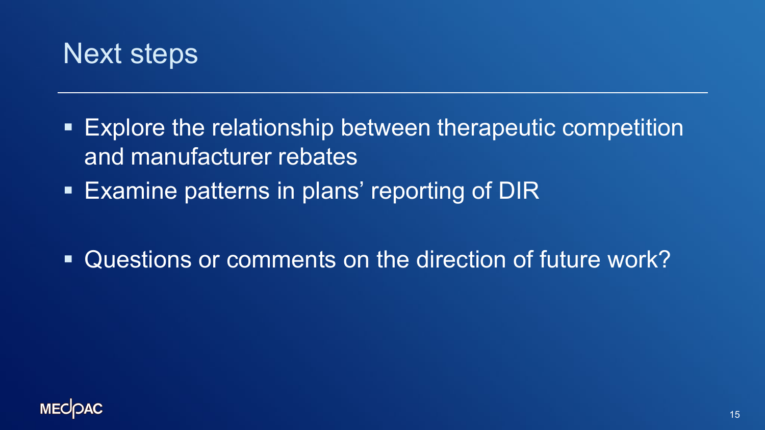# Next steps

- Explore the relationship between therapeutic competition and manufacturer rebates
- Examine patterns in plans' reporting of DIR

- Questions or comments on the direction of future work?